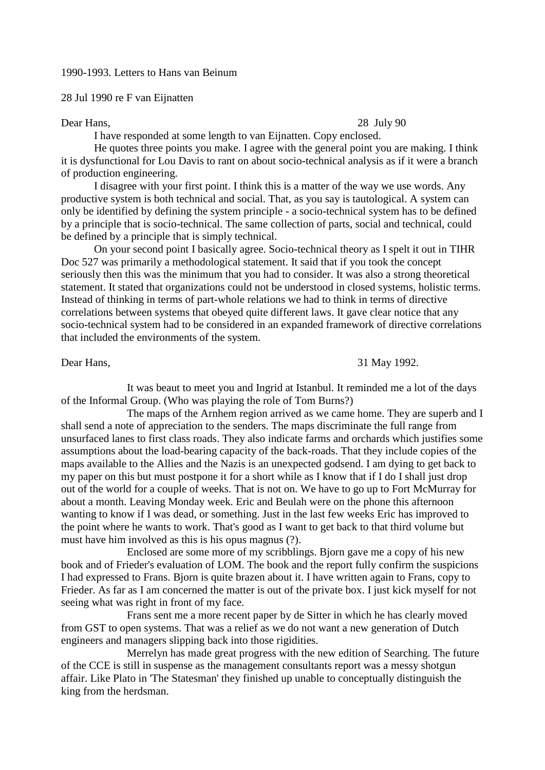1990-1993. Letters to Hans van Beinum

28 Jul 1990 re F van Eijnatten

Dear Hans, 28 July 90

I have responded at some length to van Eijnatten. Copy enclosed.

He quotes three points you make. I agree with the general point you are making. I think it is dysfunctional for Lou Davis to rant on about socio-technical analysis as if it were a branch of production engineering.

I disagree with your first point. I think this is a matter of the way we use words. Any productive system is both technical and social. That, as you say is tautological. A system can only be identified by defining the system principle - a socio-technical system has to be defined by a principle that is socio-technical. The same collection of parts, social and technical, could be defined by a principle that is simply technical.

On your second point I basically agree. Socio-technical theory as I spelt it out in TIHR Doc 527 was primarily a methodological statement. It said that if you took the concept seriously then this was the minimum that you had to consider. It was also a strong theoretical statement. It stated that organizations could not be understood in closed systems, holistic terms. Instead of thinking in terms of part-whole relations we had to think in terms of directive correlations between systems that obeyed quite different laws. It gave clear notice that any socio-technical system had to be considered in an expanded framework of directive correlations that included the environments of the system.

Dear Hans, 31 May 1992.

It was beaut to meet you and Ingrid at Istanbul. It reminded me a lot of the days of the Informal Group. (Who was playing the role of Tom Burns?)

The maps of the Arnhem region arrived as we came home. They are superb and I shall send a note of appreciation to the senders. The maps discriminate the full range from unsurfaced lanes to first class roads. They also indicate farms and orchards which justifies some assumptions about the load-bearing capacity of the back-roads. That they include copies of the maps available to the Allies and the Nazis is an unexpected godsend. I am dying to get back to my paper on this but must postpone it for a short while as I know that if I do I shall just drop out of the world for a couple of weeks. That is not on. We have to go up to Fort McMurray for about a month. Leaving Monday week. Eric and Beulah were on the phone this afternoon wanting to know if I was dead, or something. Just in the last few weeks Eric has improved to the point where he wants to work. That's good as I want to get back to that third volume but must have him involved as this is his opus magnus (?).

Enclosed are some more of my scribblings. Bjorn gave me a copy of his new book and of Frieder's evaluation of LOM. The book and the report fully confirm the suspicions I had expressed to Frans. Bjorn is quite brazen about it. I have written again to Frans, copy to Frieder. As far as I am concerned the matter is out of the private box. I just kick myself for not seeing what was right in front of my face.

Frans sent me a more recent paper by de Sitter in which he has clearly moved from GST to open systems. That was a relief as we do not want a new generation of Dutch engineers and managers slipping back into those rigidities.

Merrelyn has made great progress with the new edition of Searching. The future of the CCE is still in suspense as the management consultants report was a messy shotgun affair. Like Plato in 'The Statesman' they finished up unable to conceptually distinguish the king from the herdsman.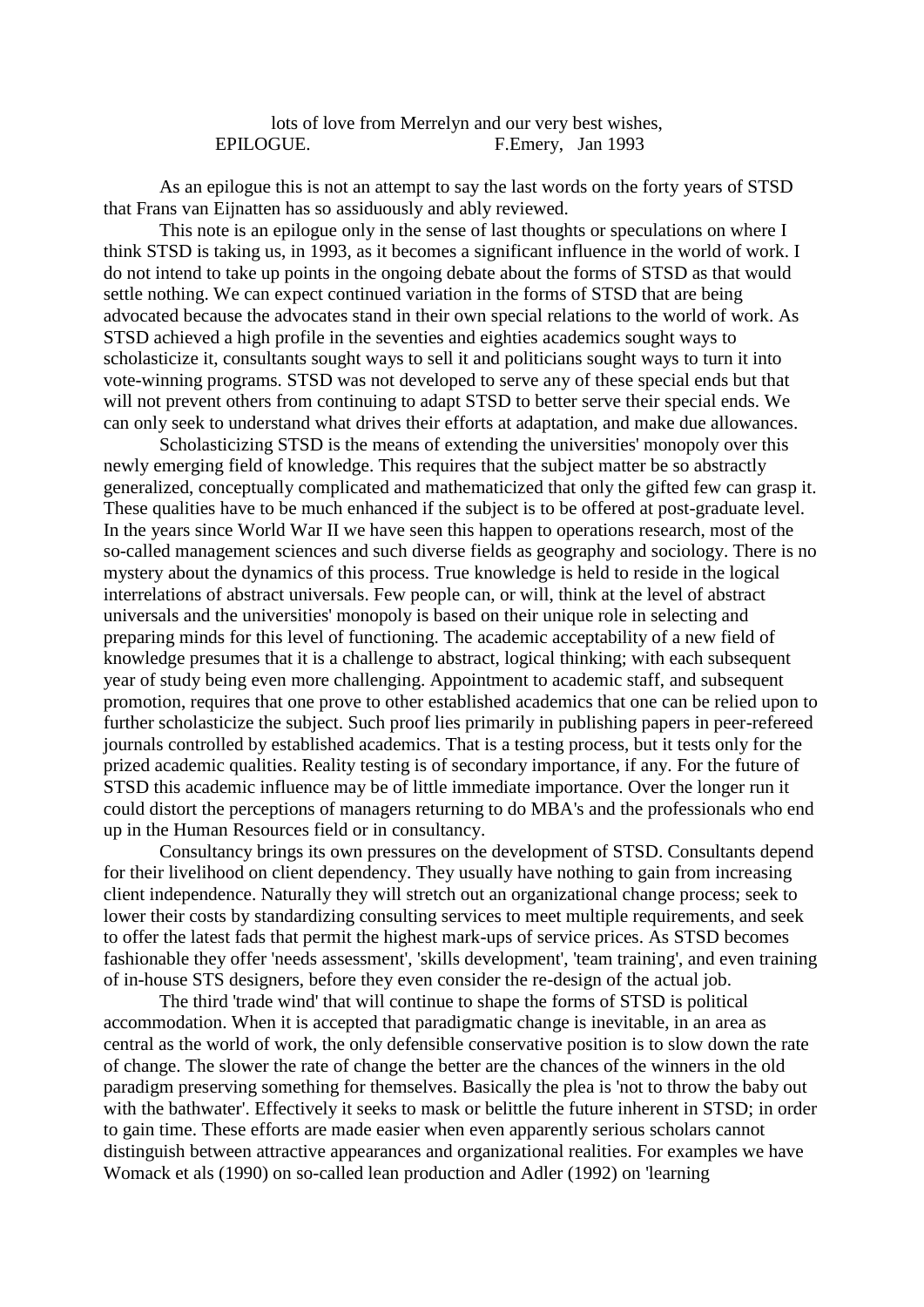lots of love from Merrelyn and our very best wishes,

EPILOGUE. F.Emery, Jan 1993

As an epilogue this is not an attempt to say the last words on the forty years of STSD that Frans van Eijnatten has so assiduously and ably reviewed.

This note is an epilogue only in the sense of last thoughts or speculations on where I think STSD is taking us, in 1993, as it becomes a significant influence in the world of work. I do not intend to take up points in the ongoing debate about the forms of STSD as that would settle nothing. We can expect continued variation in the forms of STSD that are being advocated because the advocates stand in their own special relations to the world of work. As STSD achieved a high profile in the seventies and eighties academics sought ways to scholasticize it, consultants sought ways to sell it and politicians sought ways to turn it into vote-winning programs. STSD was not developed to serve any of these special ends but that will not prevent others from continuing to adapt STSD to better serve their special ends. We can only seek to understand what drives their efforts at adaptation, and make due allowances.

Scholasticizing STSD is the means of extending the universities' monopoly over this newly emerging field of knowledge. This requires that the subject matter be so abstractly generalized, conceptually complicated and mathematicized that only the gifted few can grasp it. These qualities have to be much enhanced if the subject is to be offered at post-graduate level. In the years since World War II we have seen this happen to operations research, most of the so-called management sciences and such diverse fields as geography and sociology. There is no mystery about the dynamics of this process. True knowledge is held to reside in the logical interrelations of abstract universals. Few people can, or will, think at the level of abstract universals and the universities' monopoly is based on their unique role in selecting and preparing minds for this level of functioning. The academic acceptability of a new field of knowledge presumes that it is a challenge to abstract, logical thinking; with each subsequent year of study being even more challenging. Appointment to academic staff, and subsequent promotion, requires that one prove to other established academics that one can be relied upon to further scholasticize the subject. Such proof lies primarily in publishing papers in peer-refereed journals controlled by established academics. That is a testing process, but it tests only for the prized academic qualities. Reality testing is of secondary importance, if any. For the future of STSD this academic influence may be of little immediate importance. Over the longer run it could distort the perceptions of managers returning to do MBA's and the professionals who end up in the Human Resources field or in consultancy.

Consultancy brings its own pressures on the development of STSD. Consultants depend for their livelihood on client dependency. They usually have nothing to gain from increasing client independence. Naturally they will stretch out an organizational change process; seek to lower their costs by standardizing consulting services to meet multiple requirements, and seek to offer the latest fads that permit the highest mark-ups of service prices. As STSD becomes fashionable they offer 'needs assessment', 'skills development', 'team training', and even training of in-house STS designers, before they even consider the re-design of the actual job.

The third 'trade wind' that will continue to shape the forms of STSD is political accommodation. When it is accepted that paradigmatic change is inevitable, in an area as central as the world of work, the only defensible conservative position is to slow down the rate of change. The slower the rate of change the better are the chances of the winners in the old paradigm preserving something for themselves. Basically the plea is 'not to throw the baby out with the bathwater'. Effectively it seeks to mask or belittle the future inherent in STSD; in order to gain time. These efforts are made easier when even apparently serious scholars cannot distinguish between attractive appearances and organizational realities. For examples we have Womack et als (1990) on so-called lean production and Adler (1992) on 'learning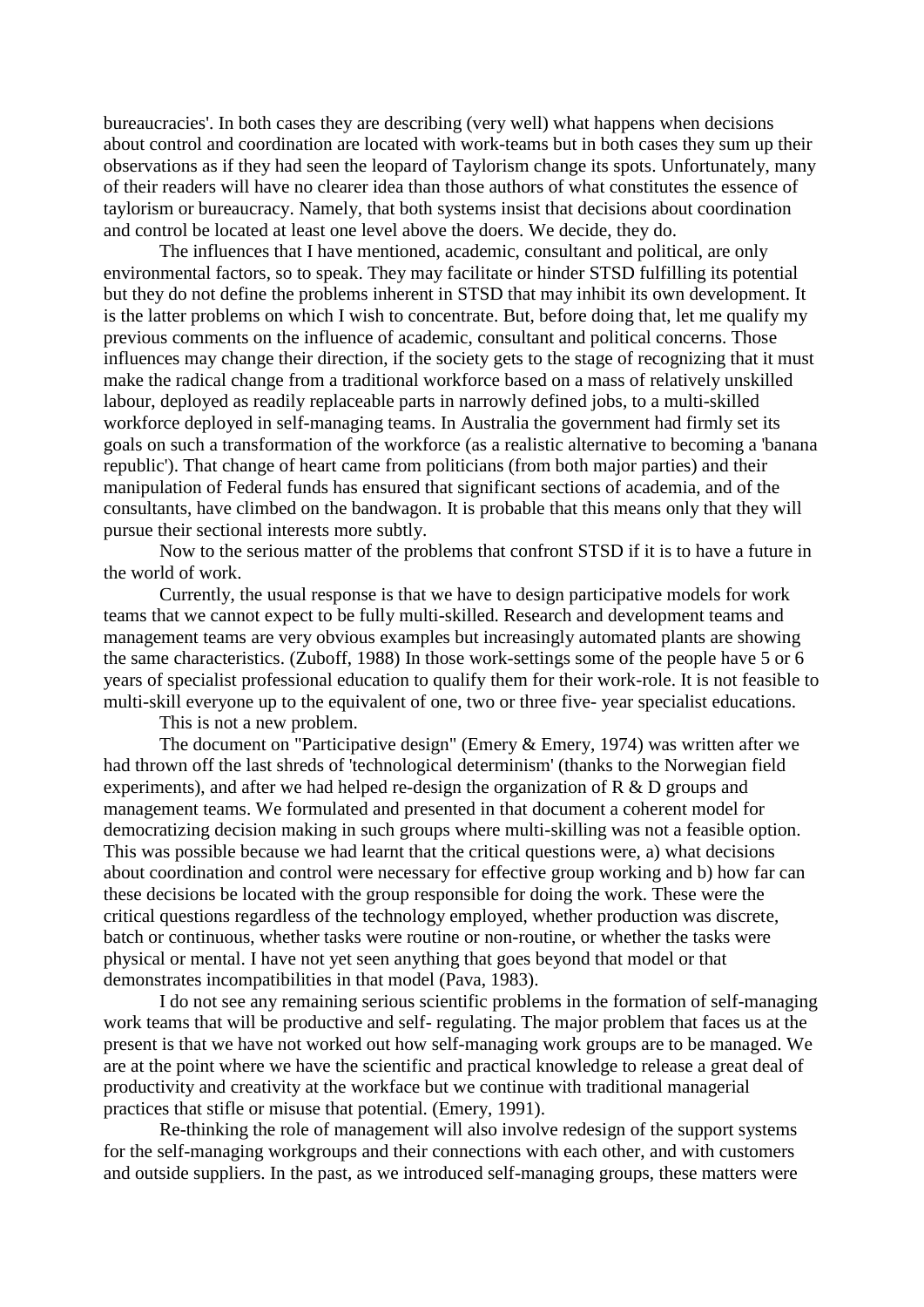bureaucracies'. In both cases they are describing (very well) what happens when decisions about control and coordination are located with work-teams but in both cases they sum up their observations as if they had seen the leopard of Taylorism change its spots. Unfortunately, many of their readers will have no clearer idea than those authors of what constitutes the essence of taylorism or bureaucracy. Namely, that both systems insist that decisions about coordination and control be located at least one level above the doers. We decide, they do.

The influences that I have mentioned, academic, consultant and political, are only environmental factors, so to speak. They may facilitate or hinder STSD fulfilling its potential but they do not define the problems inherent in STSD that may inhibit its own development. It is the latter problems on which I wish to concentrate. But, before doing that, let me qualify my previous comments on the influence of academic, consultant and political concerns. Those influences may change their direction, if the society gets to the stage of recognizing that it must make the radical change from a traditional workforce based on a mass of relatively unskilled labour, deployed as readily replaceable parts in narrowly defined jobs, to a multi-skilled workforce deployed in self-managing teams. In Australia the government had firmly set its goals on such a transformation of the workforce (as a realistic alternative to becoming a 'banana republic'). That change of heart came from politicians (from both major parties) and their manipulation of Federal funds has ensured that significant sections of academia, and of the consultants, have climbed on the bandwagon. It is probable that this means only that they will pursue their sectional interests more subtly.

Now to the serious matter of the problems that confront STSD if it is to have a future in the world of work.

Currently, the usual response is that we have to design participative models for work teams that we cannot expect to be fully multi-skilled. Research and development teams and management teams are very obvious examples but increasingly automated plants are showing the same characteristics. (Zuboff, 1988) In those work-settings some of the people have 5 or 6 years of specialist professional education to qualify them for their work-role. It is not feasible to multi-skill everyone up to the equivalent of one, two or three five- year specialist educations.

This is not a new problem.

The document on "Participative design" (Emery & Emery, 1974) was written after we had thrown off the last shreds of 'technological determinism' (thanks to the Norwegian field experiments), and after we had helped re-design the organization of R & D groups and management teams. We formulated and presented in that document a coherent model for democratizing decision making in such groups where multi-skilling was not a feasible option. This was possible because we had learnt that the critical questions were, a) what decisions about coordination and control were necessary for effective group working and b) how far can these decisions be located with the group responsible for doing the work. These were the critical questions regardless of the technology employed, whether production was discrete, batch or continuous, whether tasks were routine or non-routine, or whether the tasks were physical or mental. I have not yet seen anything that goes beyond that model or that demonstrates incompatibilities in that model (Pava, 1983).

I do not see any remaining serious scientific problems in the formation of self-managing work teams that will be productive and self- regulating. The major problem that faces us at the present is that we have not worked out how self-managing work groups are to be managed. We are at the point where we have the scientific and practical knowledge to release a great deal of productivity and creativity at the workface but we continue with traditional managerial practices that stifle or misuse that potential. (Emery, 1991).

Re-thinking the role of management will also involve redesign of the support systems for the self-managing workgroups and their connections with each other, and with customers and outside suppliers. In the past, as we introduced self-managing groups, these matters were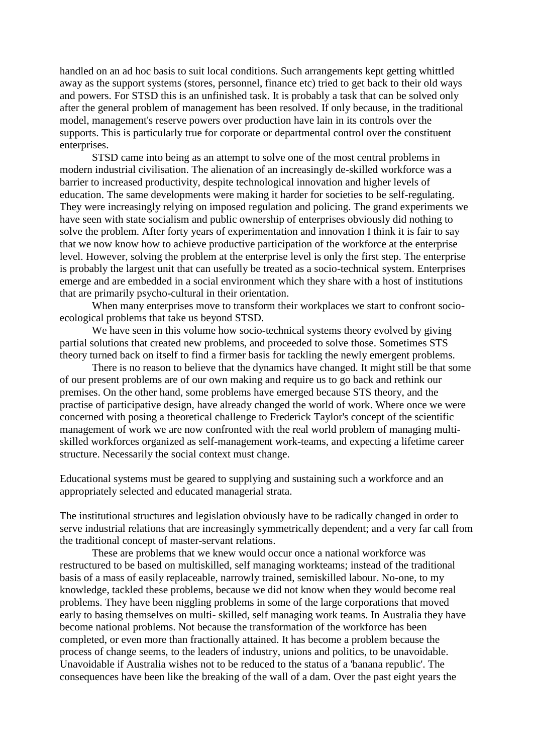handled on an ad hoc basis to suit local conditions. Such arrangements kept getting whittled away as the support systems (stores, personnel, finance etc) tried to get back to their old ways and powers. For STSD this is an unfinished task. It is probably a task that can be solved only after the general problem of management has been resolved. If only because, in the traditional model, management's reserve powers over production have lain in its controls over the supports. This is particularly true for corporate or departmental control over the constituent enterprises.

STSD came into being as an attempt to solve one of the most central problems in modern industrial civilisation. The alienation of an increasingly de-skilled workforce was a barrier to increased productivity, despite technological innovation and higher levels of education. The same developments were making it harder for societies to be self-regulating. They were increasingly relying on imposed regulation and policing. The grand experiments we have seen with state socialism and public ownership of enterprises obviously did nothing to solve the problem. After forty years of experimentation and innovation I think it is fair to say that we now know how to achieve productive participation of the workforce at the enterprise level. However, solving the problem at the enterprise level is only the first step. The enterprise is probably the largest unit that can usefully be treated as a socio-technical system. Enterprises emerge and are embedded in a social environment which they share with a host of institutions that are primarily psycho-cultural in their orientation.

When many enterprises move to transform their workplaces we start to confront socio-ecological problems that take us beyond STSD.

We have seen in this volume how socio-technical systems theory evolved by giving partial solutions that created new problems, and proceeded to solve those. Sometimes STS theory turned back on itself to find a firmer basis for tackling the newly emergent problems.

There is no reason to believe that the dynamics have changed. It might still be that some of our present problems are of our own making and require us to go back and rethink our premises. On the other hand, some problems have emerged because STS theory, and the practise of participative design, have already changed the world of work. Where once we were concerned with posing a theoretical challenge to Frederick Taylor's concept of the scientific management of work we are now confronted with the real world problem of managing multi-skilled workforces organized as self-management work-teams, and expecting a lifetime career structure. Necessarily the social context must change.

Educational systems must be geared to supplying and sustaining such a workforce and an appropriately selected and educated managerial strata.

The institutional structures and legislation obviously have to be radically changed in order to serve industrial relations that are increasingly symmetrically dependent; and a very far call from the traditional concept of master-servant relations.

These are problems that we knew would occur once a national workforce was restructured to be based on multiskilled, self managing workteams; instead of the traditional basis of a mass of easily replaceable, narrowly trained, semiskilled labour. No-one, to my knowledge, tackled these problems, because we did not know when they would become real problems. They have been niggling problems in some of the large corporations that moved early to basing themselves on multi- skilled, self managing work teams. In Australia they have become national problems. Not because the transformation of the workforce has been completed, or even more than fractionally attained. It has become a problem because the process of change seems, to the leaders of industry, unions and politics, to be unavoidable. Unavoidable if Australia wishes not to be reduced to the status of a 'banana republic'. The consequences have been like the breaking of the wall of a dam. Over the past eight years the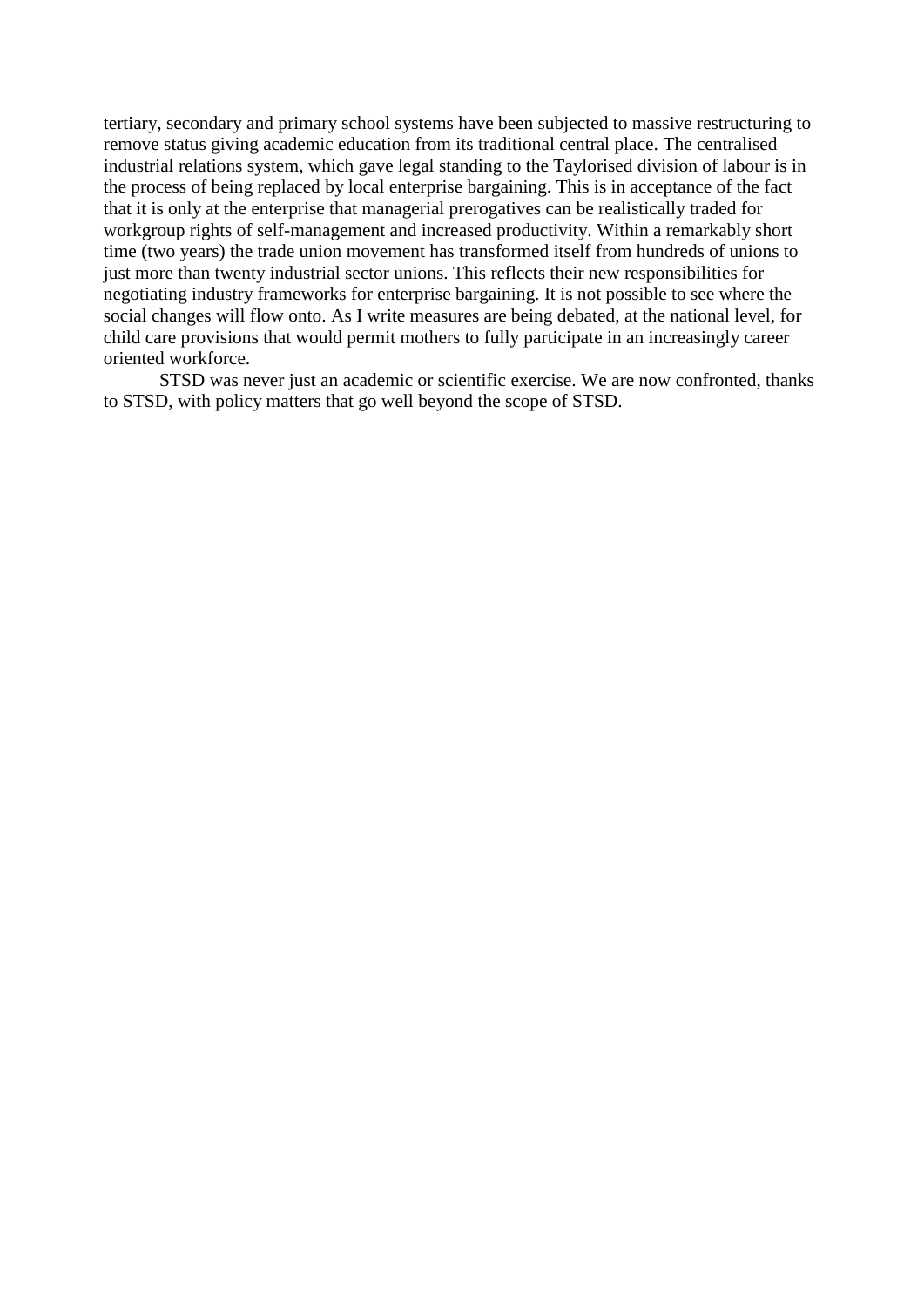tertiary, secondary and primary school systems have been subjected to massive restructuring to remove status giving academic education from its traditional central place. The centralised industrial relations system, which gave legal standing to the Taylorised division of labour is in the process of being replaced by local enterprise bargaining. This is in acceptance of the fact that it is only at the enterprise that managerial prerogatives can be realistically traded for workgroup rights of self-management and increased productivity. Within a remarkably short time (two years) the trade union movement has transformed itself from hundreds of unions to just more than twenty industrial sector unions. This reflects their new responsibilities for negotiating industry frameworks for enterprise bargaining. It is not possible to see where the social changes will flow onto. As I write measures are being debated, at the national level, for child care provisions that would permit mothers to fully participate in an increasingly career oriented workforce.

STSD was never just an academic or scientific exercise. We are now confronted, thanks to STSD, with policy matters that go well beyond the scope of STSD.